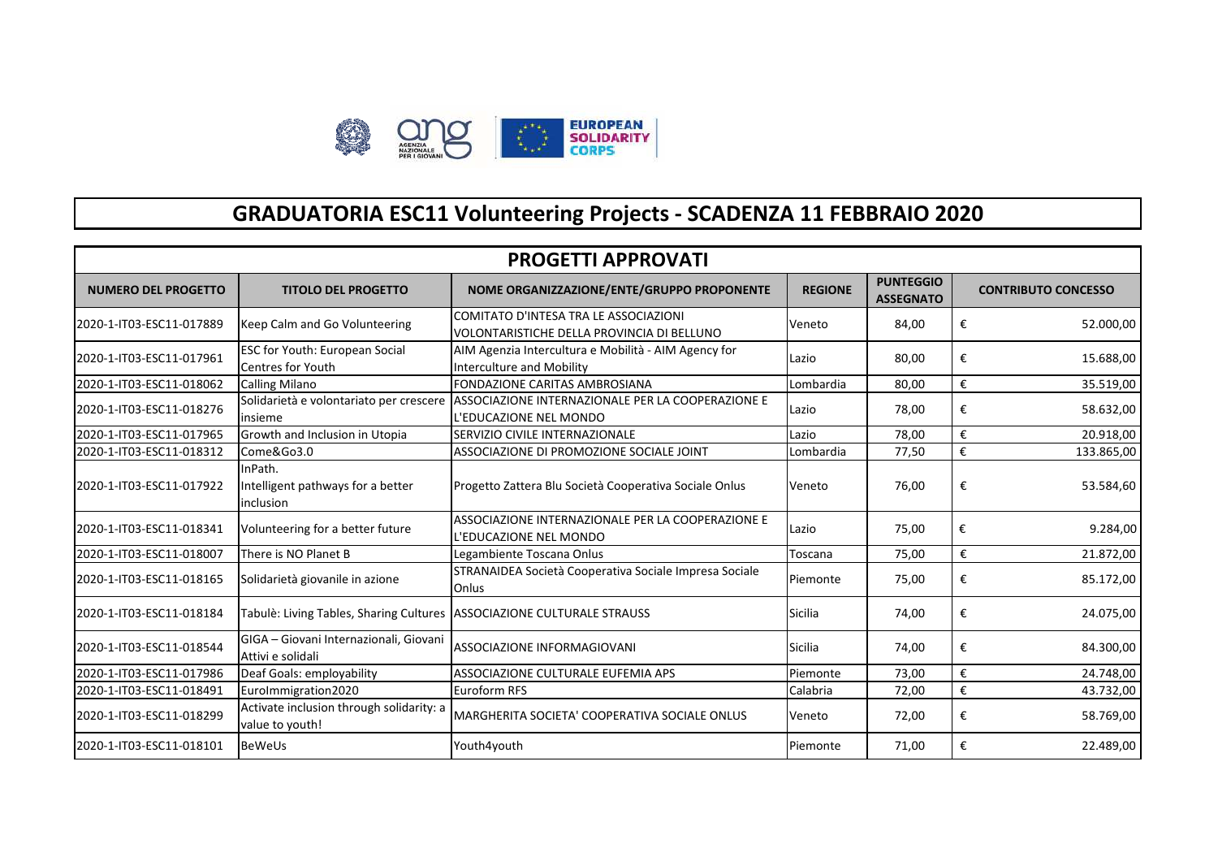# GRADUATORIA ESC11 Volunteering Projects - SCADENZA 11 FEBBRAIO 2020

## PROGETTI APPROVATI

| NUMERO DEL PROGETTO | TITOLO DEL PROGETTO | NOME ORGANIZZAZIONE/ENTE/GRUPPO PROPONENTE | REGIONE | PUNTEGGIO ASSEGNATO | CONTRIBUTO CONCESSO |
|---|---|---|---|---|---|
| 2020-1-IT03-ESC11-017889 | Keep Calm and Go Volunteering | COMITATO D'INTESA TRA LE ASSOCIAZIONI VOLONTARISTICHE DELLA PROVINCIA DI BELLUNO | Veneto | 84,00 | € 52.000,00 |
| 2020-1-IT03-ESC11-017961 | ESC for Youth: European Social Centres for Youth | AIM Agenzia Intercultura e Mobilità - AIM Agency for Interculture and Mobility | Lazio | 80,00 | € 15.688,00 |
| 2020-1-IT03-ESC11-018062 | Calling Milano | FONDAZIONE CARITAS AMBROSIANA | Lombardia | 80,00 | € 35.519,00 |
| 2020-1-IT03-ESC11-018276 | Solidarietà e volontariato per crescere insieme | ASSOCIAZIONE INTERNAZIONALE PER LA COOPERAZIONE E L'EDUCAZIONE NEL MONDO | Lazio | 78,00 | € 58.632,00 |
| 2020-1-IT03-ESC11-017965 | Growth and Inclusion in Utopia | SERVIZIO CIVILE INTERNAZIONALE | Lazio | 78,00 | € 20.918,00 |
| 2020-1-IT03-ESC11-018312 | Come&Go3.0 | ASSOCIAZIONE DI PROMOZIONE SOCIALE JOINT | Lombardia | 77,50 | € 133.865,00 |
| 2020-1-IT03-ESC11-017922 | InPath. Intelligent pathways for a better inclusion | Progetto Zattera Blu Società Cooperativa Sociale Onlus | Veneto | 76,00 | € 53.584,60 |
| 2020-1-IT03-ESC11-018341 | Volunteering for a better future | ASSOCIAZIONE INTERNAZIONALE PER LA COOPERAZIONE E L'EDUCAZIONE NEL MONDO | Lazio | 75,00 | € 9.284,00 |
| 2020-1-IT03-ESC11-018007 | There is NO Planet B | Legambiente Toscana Onlus | Toscana | 75,00 | € 21.872,00 |
| 2020-1-IT03-ESC11-018165 | Solidarietà giovanile in azione | STRANAIDEA Società Cooperativa Sociale Impresa Sociale Onlus | Piemonte | 75,00 | € 85.172,00 |
| 2020-1-IT03-ESC11-018184 | Tabulè: Living Tables, Sharing Cultures | ASSOCIAZIONE CULTURALE STRAUSS | Sicilia | 74,00 | € 24.075,00 |
| 2020-1-IT03-ESC11-018544 | GIGA – Giovani Internazionali, Giovani Attivi e solidali | ASSOCIAZIONE INFORMAGIOVANI | Sicilia | 74,00 | € 84.300,00 |
| 2020-1-IT03-ESC11-017986 | Deaf Goals: employability | ASSOCIAZIONE CULTURALE EUFEMIA APS | Piemonte | 73,00 | € 24.748,00 |
| 2020-1-IT03-ESC11-018491 | EuroImmigration2020 | Euroform RFS | Calabria | 72,00 | € 43.732,00 |
| 2020-1-IT03-ESC11-018299 | Activate inclusion through solidarity: a value to youth! | MARGHERITA SOCIETA' COOPERATIVA SOCIALE ONLUS | Veneto | 72,00 | € 58.769,00 |
| 2020-1-IT03-ESC11-018101 | BeWeUs | Youth4youth | Piemonte | 71,00 | € 22.489,00 |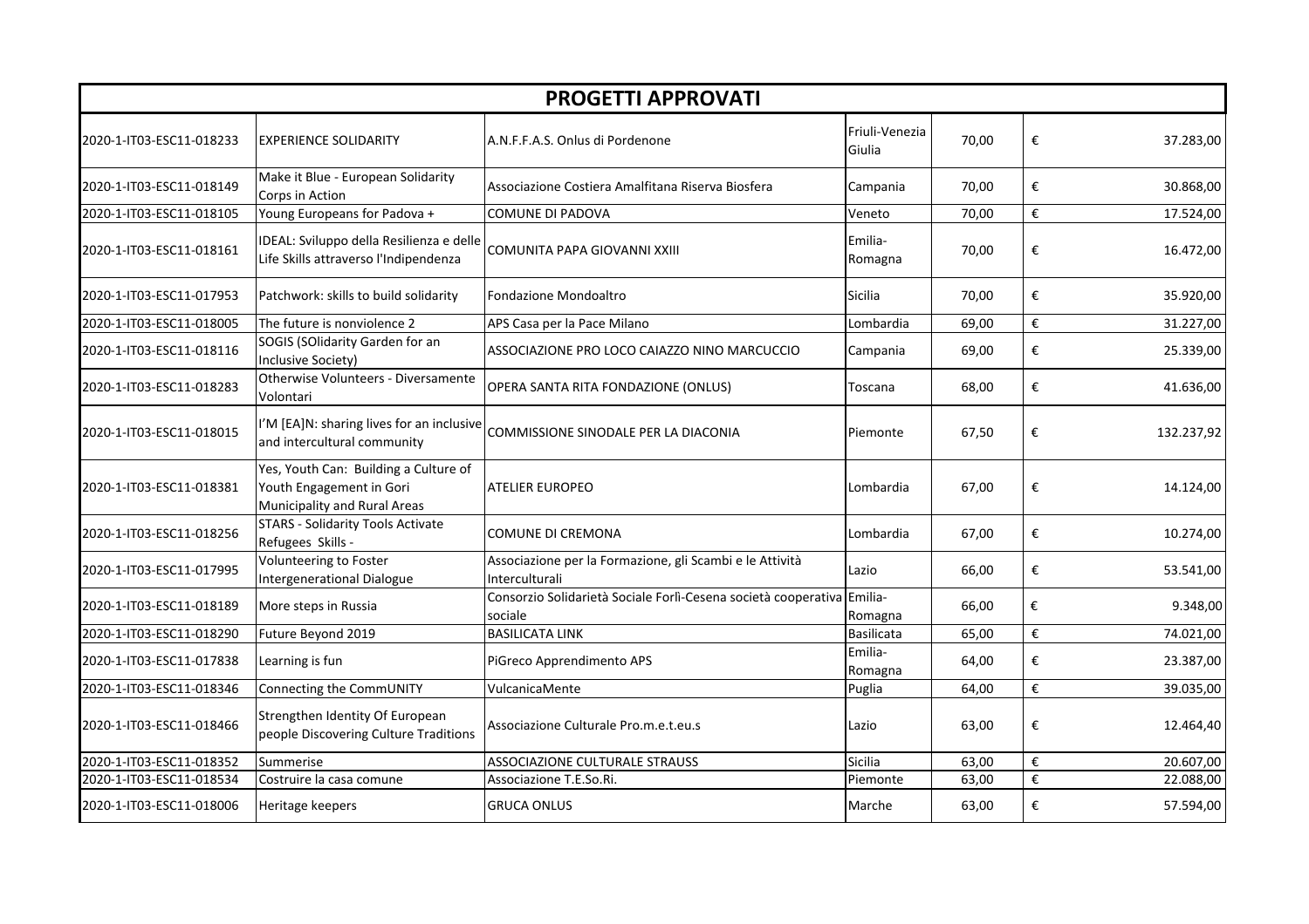# PROGETTI APPROVATI

| | | | | | |
|---|---|---|---|---|---|
| 2020-1-IT03-ESC11-018233 | EXPERIENCE SOLIDARITY | A.N.F.F.A.S. Onlus di Pordenone | Friuli-Venezia Giulia | 70,00 | € 37.283,00 |
| 2020-1-IT03-ESC11-018149 | Make it Blue - European Solidarity Corps in Action | Associazione Costiera Amalfitana Riserva Biosfera | Campania | 70,00 | € 30.868,00 |
| 2020-1-IT03-ESC11-018105 | Young Europeans for Padova + | COMUNE DI PADOVA | Veneto | 70,00 | € 17.524,00 |
| 2020-1-IT03-ESC11-018161 | IDEAL: Sviluppo della Resilienza e delle Life Skills attraverso l'Indipendenza | COMUNITA PAPA GIOVANNI XXIII | Emilia-Romagna | 70,00 | € 16.472,00 |
| 2020-1-IT03-ESC11-017953 | Patchwork: skills to build solidarity | Fondazione Mondoaltro | Sicilia | 70,00 | € 35.920,00 |
| 2020-1-IT03-ESC11-018005 | The future is nonviolence 2 | APS Casa per la Pace Milano | Lombardia | 69,00 | € 31.227,00 |
| 2020-1-IT03-ESC11-018116 | SOGIS (SOlidarity Garden for an Inclusive Society) | ASSOCIAZIONE PRO LOCO CAIAZZO NINO MARCUCCIO | Campania | 69,00 | € 25.339,00 |
| 2020-1-IT03-ESC11-018283 | Otherwise Volunteers - Diversamente Volontari | OPERA SANTA RITA FONDAZIONE (ONLUS) | Toscana | 68,00 | € 41.636,00 |
| 2020-1-IT03-ESC11-018015 | I'M [EA]N: sharing lives for an inclusive and intercultural community | COMMISSIONE SINODALE PER LA DIACONIA | Piemonte | 67,50 | € 132.237,92 |
| 2020-1-IT03-ESC11-018381 | Yes, Youth Can: Building a Culture of Youth Engagement in Gori Municipality and Rural Areas | ATELIER EUROPEO | Lombardia | 67,00 | € 14.124,00 |
| 2020-1-IT03-ESC11-018256 | STARS - Solidarity Tools Activate Refugees Skills - | COMUNE DI CREMONA | Lombardia | 67,00 | € 10.274,00 |
| 2020-1-IT03-ESC11-017995 | Volunteering to Foster Intergenerational Dialogue | Associazione per la Formazione, gli Scambi e le Attività Interculturali | Lazio | 66,00 | € 53.541,00 |
| 2020-1-IT03-ESC11-018189 | More steps in Russia | Consorzio Solidarietà Sociale Forlì-Cesena società cooperativa sociale | Emilia-Romagna | 66,00 | € 9.348,00 |
| 2020-1-IT03-ESC11-018290 | Future Beyond 2019 | BASILICATA LINK | Basilicata | 65,00 | € 74.021,00 |
| 2020-1-IT03-ESC11-017838 | Learning is fun | PiGreco Apprendimento APS | Emilia-Romagna | 64,00 | € 23.387,00 |
| 2020-1-IT03-ESC11-018346 | Connecting the CommUNITY | VulcanicaMente | Puglia | 64,00 | € 39.035,00 |
| 2020-1-IT03-ESC11-018466 | Strengthen Identity Of European people Discovering Culture Traditions | Associazione Culturale Pro.m.e.t.eu.s | Lazio | 63,00 | € 12.464,40 |
| 2020-1-IT03-ESC11-018352 | Summerise | ASSOCIAZIONE CULTURALE STRAUSS | Sicilia | 63,00 | € 20.607,00 |
| 2020-1-IT03-ESC11-018534 | Costruire la casa comune | Associazione T.E.So.Ri. | Piemonte | 63,00 | € 22.088,00 |
| 2020-1-IT03-ESC11-018006 | Heritage keepers | GRUCA ONLUS | Marche | 63,00 | € 57.594,00 |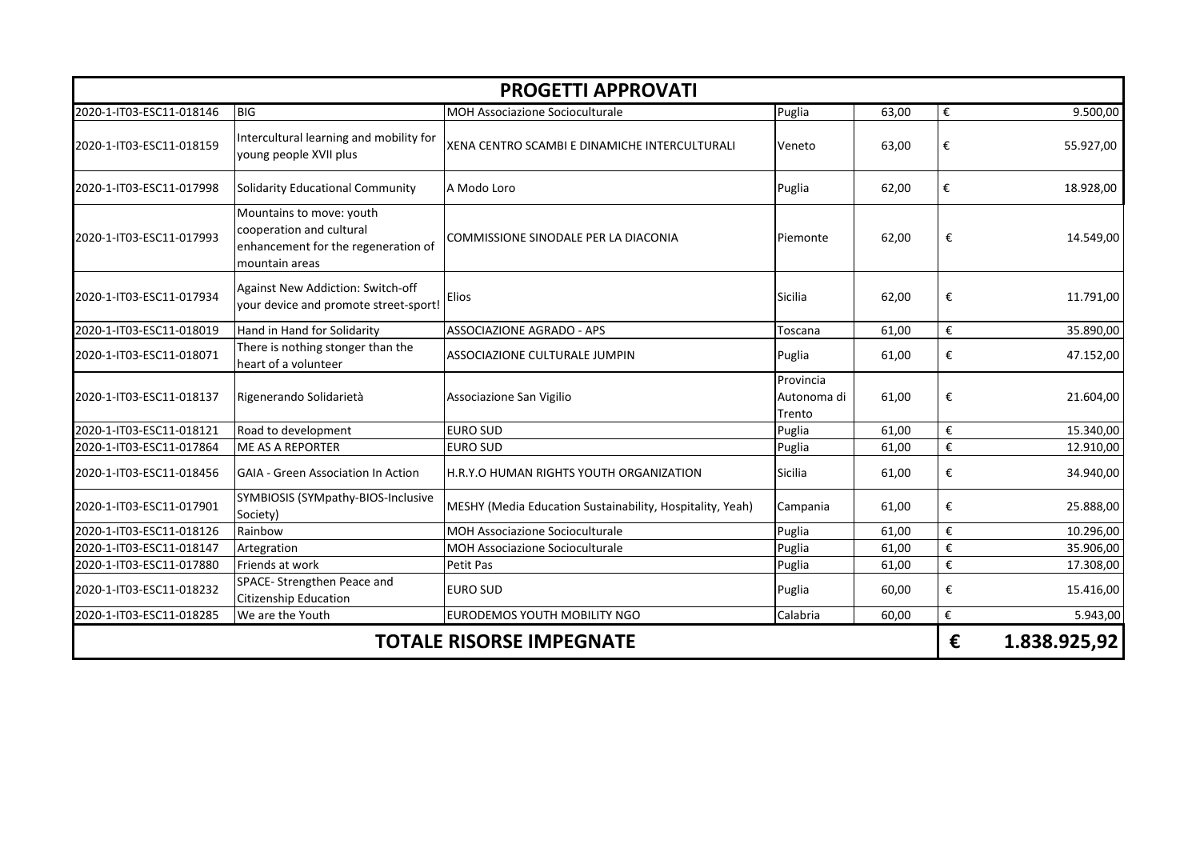| PROGETTI APPROVATI | | | | | | |
|---|---|---|---|---|---|---|
| 2020-1-IT03-ESC11-018146 | BIG | MOH Associazione Socioculturale | Puglia | 63,00 | € | 9.500,00 |
| 2020-1-IT03-ESC11-018159 | Intercultural learning and mobility for young people XVII plus | XENA CENTRO SCAMBI E DINAMICHE INTERCULTURALI | Veneto | 63,00 | € | 55.927,00 |
| 2020-1-IT03-ESC11-017998 | Solidarity Educational Community | A Modo Loro | Puglia | 62,00 | € | 18.928,00 |
| 2020-1-IT03-ESC11-017993 | Mountains to move: youth cooperation and cultural enhancement for the regeneration of mountain areas | COMMISSIONE SINODALE PER LA DIACONIA | Piemonte | 62,00 | € | 14.549,00 |
| 2020-1-IT03-ESC11-017934 | Against New Addiction: Switch-off your device and promote street-sport! | Elios | Sicilia | 62,00 | € | 11.791,00 |
| 2020-1-IT03-ESC11-018019 | Hand in Hand for Solidarity | ASSOCIAZIONE AGRADO - APS | Toscana | 61,00 | € | 35.890,00 |
| 2020-1-IT03-ESC11-018071 | There is nothing stonger than the heart of a volunteer | ASSOCIAZIONE CULTURALE JUMPIN | Puglia | 61,00 | € | 47.152,00 |
| 2020-1-IT03-ESC11-018137 | Rigenerando Solidarietà | Associazione San Vigilio | Provincia Autonoma di Trento | 61,00 | € | 21.604,00 |
| 2020-1-IT03-ESC11-018121 | Road to development | EURO SUD | Puglia | 61,00 | € | 15.340,00 |
| 2020-1-IT03-ESC11-017864 | ME AS A REPORTER | EURO SUD | Puglia | 61,00 | € | 12.910,00 |
| 2020-1-IT03-ESC11-018456 | GAIA - Green Association In Action | H.R.Y.O HUMAN RIGHTS YOUTH ORGANIZATION | Sicilia | 61,00 | € | 34.940,00 |
| 2020-1-IT03-ESC11-017901 | SYMBIOSIS (SYMpathy-BIOS-Inclusive Society) | MESHY (Media Education Sustainability, Hospitality, Yeah) | Campania | 61,00 | € | 25.888,00 |
| 2020-1-IT03-ESC11-018126 | Rainbow | MOH Associazione Socioculturale | Puglia | 61,00 | € | 10.296,00 |
| 2020-1-IT03-ESC11-018147 | Artegration | MOH Associazione Socioculturale | Puglia | 61,00 | € | 35.906,00 |
| 2020-1-IT03-ESC11-017880 | Friends at work | Petit Pas | Puglia | 61,00 | € | 17.308,00 |
| 2020-1-IT03-ESC11-018232 | SPACE- Strengthen Peace and Citizenship Education | EURO SUD | Puglia | 60,00 | € | 15.416,00 |
| 2020-1-IT03-ESC11-018285 | We are the Youth | EURODEMOS YOUTH MOBILITY NGO | Calabria | 60,00 | € | 5.943,00 |
| **TOTALE RISORSE IMPEGNATE** | | | | | **€** | **1.838.925,92** |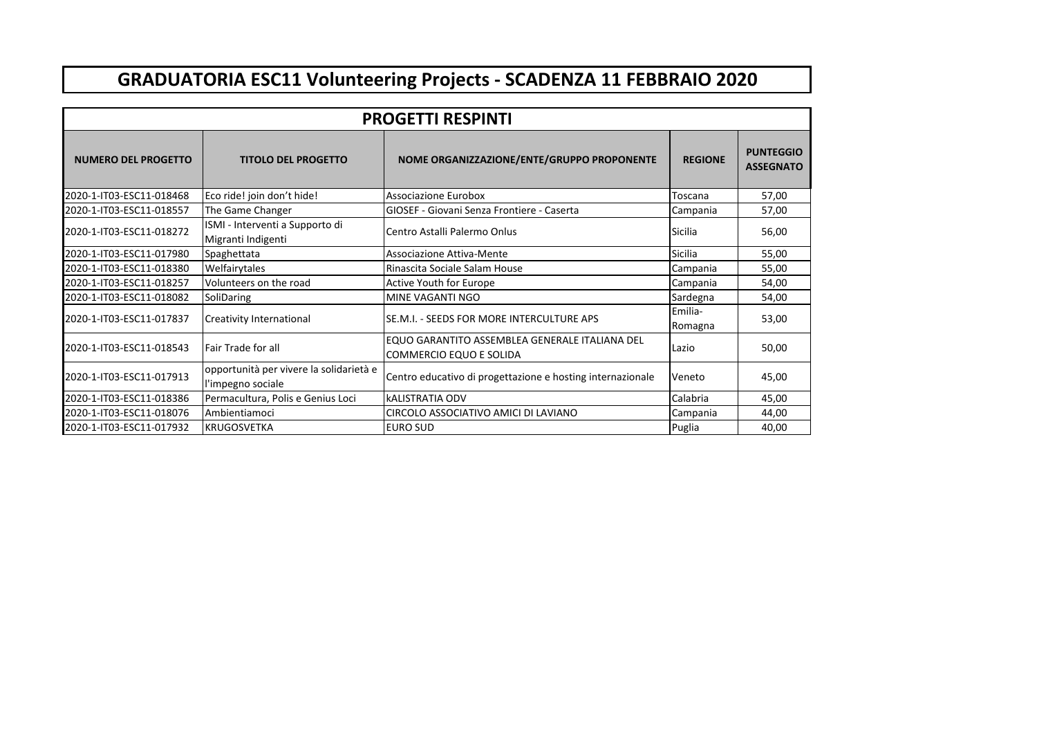# GRADUATORIA ESC11 Volunteering Projects - SCADENZA 11 FEBBRAIO 2020

## PROGETTI RESPINTI

| NUMERO DEL PROGETTO | TITOLO DEL PROGETTO | NOME ORGANIZZAZIONE/ENTE/GRUPPO PROPONENTE | REGIONE | PUNTEGGIO ASSEGNATO |
|---|---|---|---|---|
| 2020-1-IT03-ESC11-018468 | Eco ride! join don't hide! | Associazione Eurobox | Toscana | 57,00 |
| 2020-1-IT03-ESC11-018557 | The Game Changer | GIOSEF - Giovani Senza Frontiere - Caserta | Campania | 57,00 |
| 2020-1-IT03-ESC11-018272 | ISMI - Interventi a Supporto di Migranti Indigenti | Centro Astalli Palermo Onlus | Sicilia | 56,00 |
| 2020-1-IT03-ESC11-017980 | Spaghettata | Associazione Attiva-Mente | Sicilia | 55,00 |
| 2020-1-IT03-ESC11-018380 | Welfairytales | Rinascita Sociale Salam House | Campania | 55,00 |
| 2020-1-IT03-ESC11-018257 | Volunteers on the road | Active Youth for Europe | Campania | 54,00 |
| 2020-1-IT03-ESC11-018082 | SoliDaring | MINE VAGANTI NGO | Sardegna | 54,00 |
| 2020-1-IT03-ESC11-017837 | Creativity International | SE.M.I. - SEEDS FOR MORE INTERCULTURE APS | Emilia-Romagna | 53,00 |
| 2020-1-IT03-ESC11-018543 | Fair Trade for all | EQUO GARANTITO ASSEMBLEA GENERALE ITALIANA DEL COMMERCIO EQUO E SOLIDA | Lazio | 50,00 |
| 2020-1-IT03-ESC11-017913 | opportunità per vivere la solidarietà e l'impegno sociale | Centro educativo di progettazione e hosting internazionale | Veneto | 45,00 |
| 2020-1-IT03-ESC11-018386 | Permacultura, Polis e Genius Loci | kALISTRATIA ODV | Calabria | 45,00 |
| 2020-1-IT03-ESC11-018076 | Ambientiamoci | CIRCOLO ASSOCIATIVO AMICI DI LAVIANO | Campania | 44,00 |
| 2020-1-IT03-ESC11-017932 | KRUGOSVETKA | EURO SUD | Puglia | 40,00 |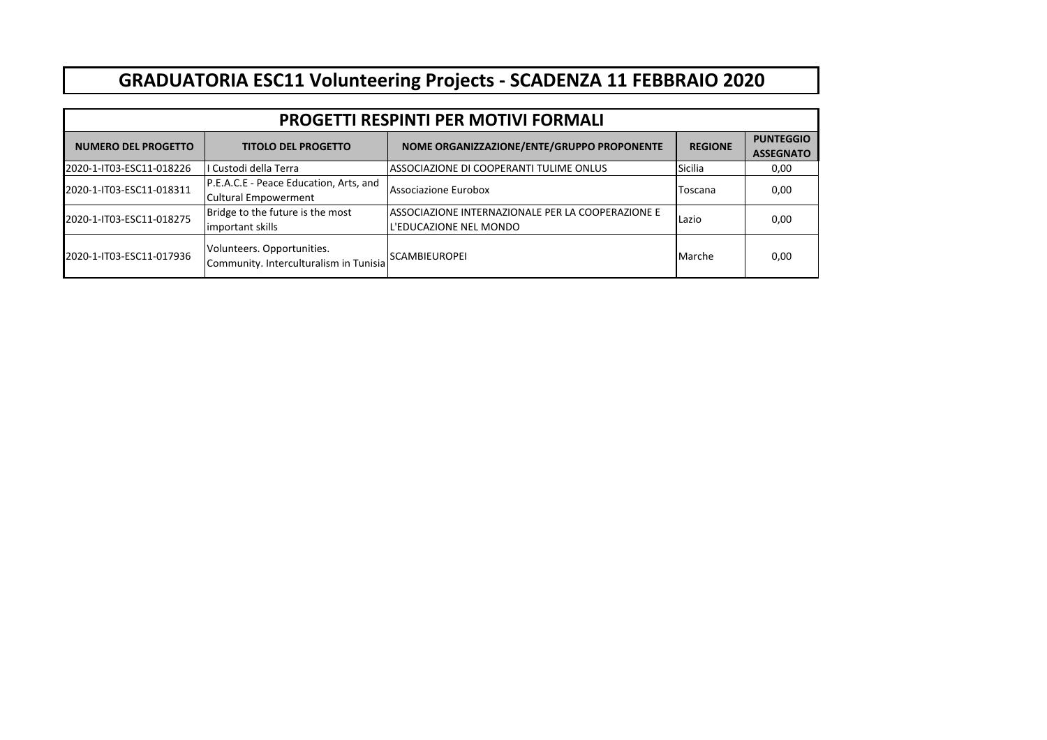# GRADUATORIA ESC11 Volunteering Projects - SCADENZA 11 FEBBRAIO 2020

## PROGETTI RESPINTI PER MOTIVI FORMALI

| NUMERO DEL PROGETTO | TITOLO DEL PROGETTO | NOME ORGANIZZAZIONE/ENTE/GRUPPO PROPONENTE | REGIONE | PUNTEGGIO ASSEGNATO |
|---|---|---|---|---|
| 2020-1-IT03-ESC11-018226 | I Custodi della Terra | ASSOCIAZIONE DI COOPERANTI TULIME ONLUS | Sicilia | 0,00 |
| 2020-1-IT03-ESC11-018311 | P.E.A.C.E - Peace Education, Arts, and Cultural Empowerment | Associazione Eurobox | Toscana | 0,00 |
| 2020-1-IT03-ESC11-018275 | Bridge to the future is the most important skills | ASSOCIAZIONE INTERNAZIONALE PER LA COOPERAZIONE E L'EDUCAZIONE NEL MONDO | Lazio | 0,00 |
| 2020-1-IT03-ESC11-017936 | Volunteers. Opportunities. Community. Interculturalism in Tunisia | SCAMBIEUROPEI | Marche | 0,00 |